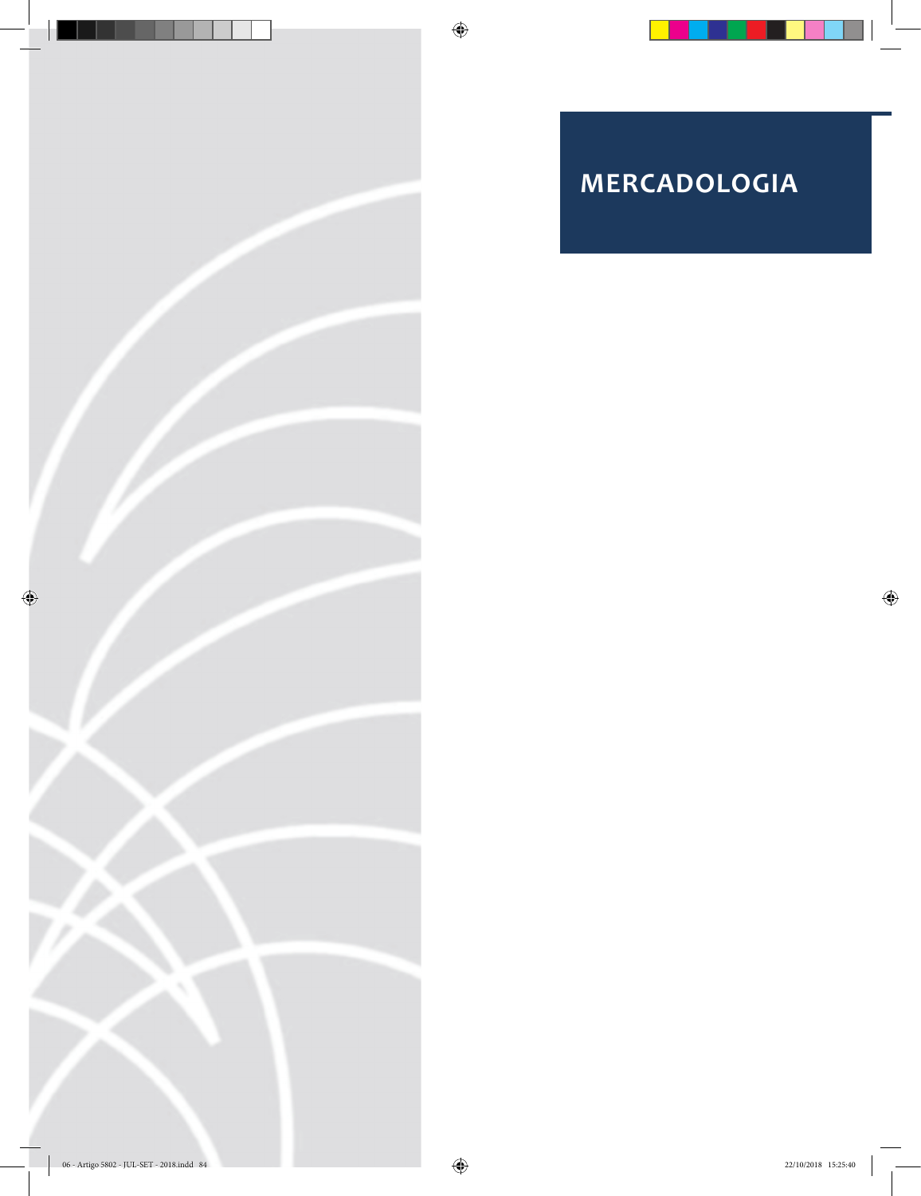# MERCADOLOGIA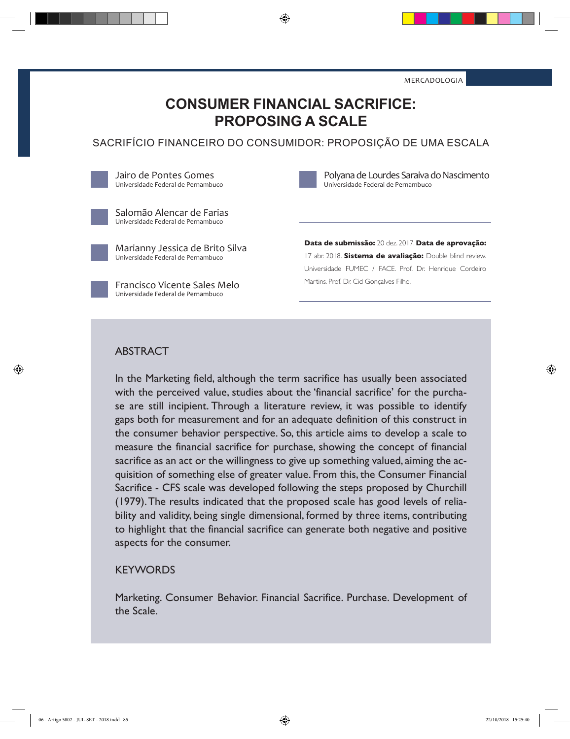MERCADOLOGIA

# CONSUMER FINANCIAL SACRIFICE: PROPOSING A SCALE

## SACRIFÍCIO FINANCEIRO DO CONSUMIDOR: PROPOSIÇÃO DE UMA ESCALA

Jairo de Pontes Gomes
Universidade Federal de Pernambuco

Salomão Alencar de Farias
Universidade Federal de Pernambuco

Marianny Jessica de Brito Silva
Universidade Federal de Pernambuco

Francisco Vicente Sales Melo
Universidade Federal de Pernambuco

Polyana de Lourdes Saraiva do Nascimento
Universidade Federal de Pernambuco

**Data de submissão:** 20 dez. 2017. **Data de aprovação:** 17 abr. 2018. **Sistema de avaliação:** Double blind review. Universidade FUMEC / FACE. Prof. Dr. Henrique Cordeiro Martins. Prof. Dr. Cid Gonçalves Filho.

### ABSTRACT

In the Marketing field, although the term sacrifice has usually been associated with the perceived value, studies about the 'financial sacrifice' for the purchase are still incipient. Through a literature review, it was possible to identify gaps both for measurement and for an adequate definition of this construct in the consumer behavior perspective. So, this article aims to develop a scale to measure the financial sacrifice for purchase, showing the concept of financial sacrifice as an act or the willingness to give up something valued, aiming the acquisition of something else of greater value. From this, the Consumer Financial Sacrifice - CFS scale was developed following the steps proposed by Churchill (1979). The results indicated that the proposed scale has good levels of reliability and validity, being single dimensional, formed by three items, contributing to highlight that the financial sacrifice can generate both negative and positive aspects for the consumer.

### KEYWORDS

Marketing. Consumer Behavior. Financial Sacrifice. Purchase. Development of the Scale.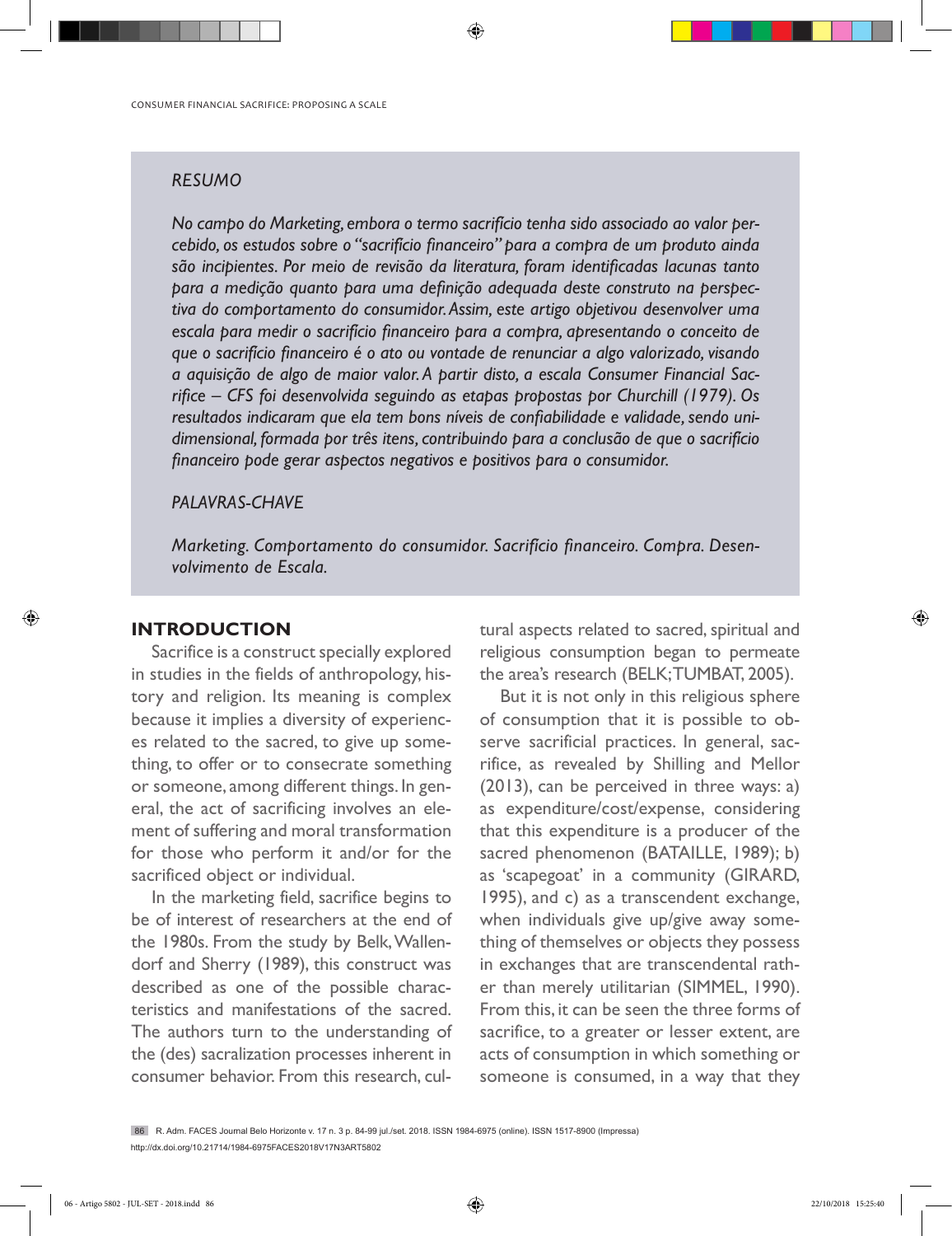## *RESUMO*

*No campo do Marketing, embora o termo sacrifício tenha sido associado ao valor percebido, os estudos sobre o "sacrifício financeiro" para a compra de um produto ainda são incipientes. Por meio de revisão da literatura, foram identificadas lacunas tanto para a medição quanto para uma definição adequada deste construto na perspectiva do comportamento do consumidor. Assim, este artigo objetivou desenvolver uma escala para medir o sacrifício financeiro para a compra, apresentando o conceito de que o sacrifício financeiro é o ato ou vontade de renunciar a algo valorizado, visando a aquisição de algo de maior valor. A partir disto, a escala Consumer Financial Sacrifice – CFS foi desenvolvida seguindo as etapas propostas por Churchill (1979). Os resultados indicaram que ela tem bons níveis de confiabilidade e validade, sendo unidimensional, formada por três itens, contribuindo para a conclusão de que o sacrifício financeiro pode gerar aspectos negativos e positivos para o consumidor.*

## *PALAVRAS-CHAVE*

*Marketing. Comportamento do consumidor. Sacrifício financeiro. Compra. Desenvolvimento de Escala.*

## INTRODUCTION

Sacrifice is a construct specially explored in studies in the fields of anthropology, history and religion. Its meaning is complex because it implies a diversity of experiences related to the sacred, to give up something, to offer or to consecrate something or someone, among different things. In general, the act of sacrificing involves an element of suffering and moral transformation for those who perform it and/or for the sacrificed object or individual.

In the marketing field, sacrifice begins to be of interest of researchers at the end of the 1980s. From the study by Belk, Wallendorf and Sherry (1989), this construct was described as one of the possible characteristics and manifestations of the sacred. The authors turn to the understanding of the (des) sacralization processes inherent in consumer behavior. From this research, cultural aspects related to sacred, spiritual and religious consumption began to permeate the area's research (BELK; TUMBAT, 2005).

But it is not only in this religious sphere of consumption that it is possible to observe sacrificial practices. In general, sacrifice, as revealed by Shilling and Mellor (2013), can be perceived in three ways: a) as expenditure/cost/expense, considering that this expenditure is a producer of the sacred phenomenon (BATAILLE, 1989); b) as 'scapegoat' in a community (GIRARD, 1995), and c) as a transcendent exchange, when individuals give up/give away something of themselves or objects they possess in exchanges that are transcendental rather than merely utilitarian (SIMMEL, 1990). From this, it can be seen the three forms of sacrifice, to a greater or lesser extent, are acts of consumption in which something or someone is consumed, in a way that they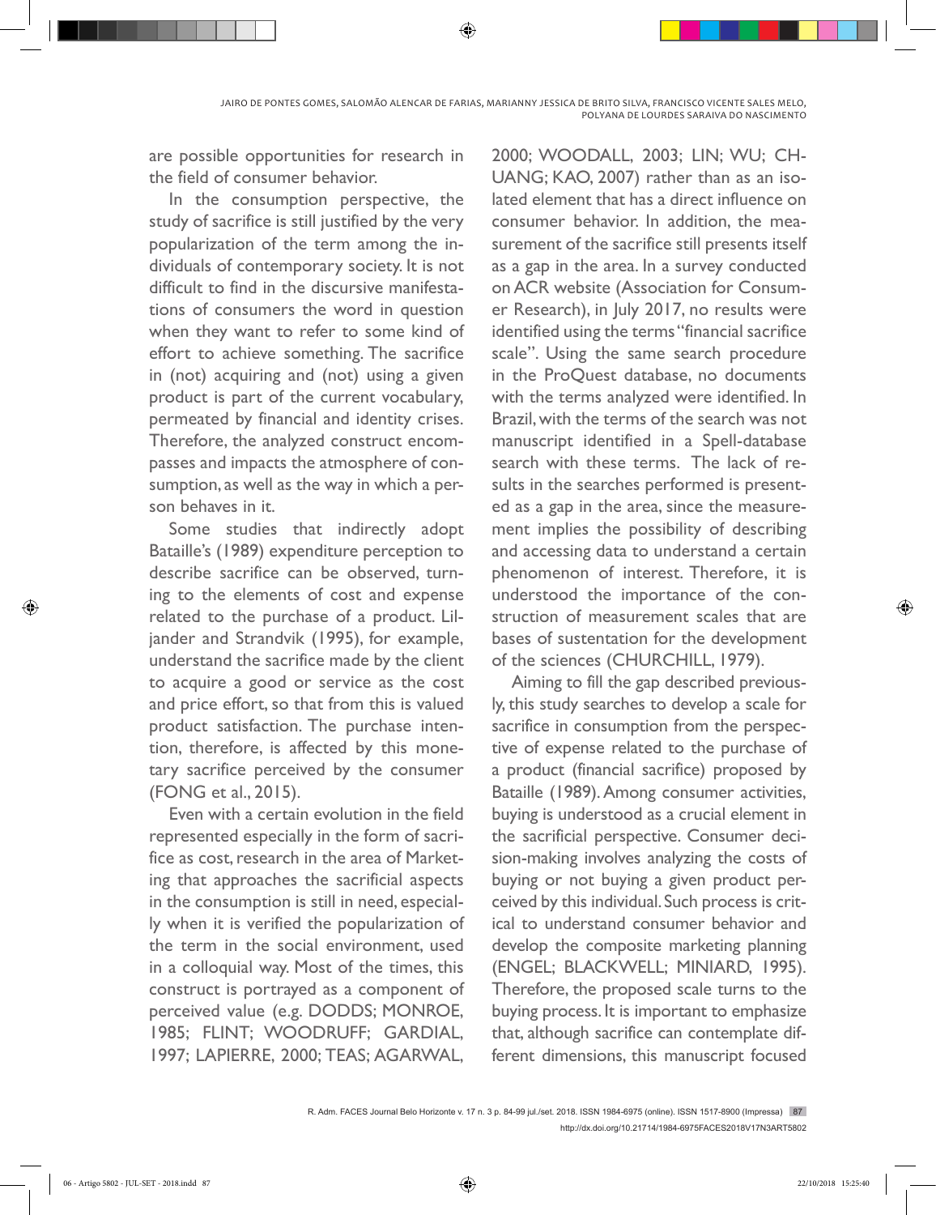are possible opportunities for research in the field of consumer behavior.

In the consumption perspective, the study of sacrifice is still justified by the very popularization of the term among the individuals of contemporary society. It is not difficult to find in the discursive manifestations of consumers the word in question when they want to refer to some kind of effort to achieve something. The sacrifice in (not) acquiring and (not) using a given product is part of the current vocabulary, permeated by financial and identity crises. Therefore, the analyzed construct encompasses and impacts the atmosphere of consumption, as well as the way in which a person behaves in it.

Some studies that indirectly adopt Bataille's (1989) expenditure perception to describe sacrifice can be observed, turning to the elements of cost and expense related to the purchase of a product. Liljander and Strandvik (1995), for example, understand the sacrifice made by the client to acquire a good or service as the cost and price effort, so that from this is valued product satisfaction. The purchase intention, therefore, is affected by this monetary sacrifice perceived by the consumer (FONG et al., 2015).

Even with a certain evolution in the field represented especially in the form of sacrifice as cost, research in the area of Marketing that approaches the sacrificial aspects in the consumption is still in need, especially when it is verified the popularization of the term in the social environment, used in a colloquial way. Most of the times, this construct is portrayed as a component of perceived value (e.g. DODDS; MONROE, 1985; FLINT; WOODRUFF; GARDIAL, 1997; LAPIERRE, 2000; TEAS; AGARWAL, 2000; WOODALL, 2003; LIN; WU; CHUANG; KAO, 2007) rather than as an isolated element that has a direct influence on consumer behavior. In addition, the measurement of the sacrifice still presents itself as a gap in the area. In a survey conducted on ACR website (Association for Consumer Research), in July 2017, no results were identified using the terms "financial sacrifice scale". Using the same search procedure in the ProQuest database, no documents with the terms analyzed were identified. In Brazil, with the terms of the search was not manuscript identified in a Spell-database search with these terms. The lack of results in the searches performed is presented as a gap in the area, since the measurement implies the possibility of describing and accessing data to understand a certain phenomenon of interest. Therefore, it is understood the importance of the construction of measurement scales that are bases of sustentation for the development of the sciences (CHURCHILL, 1979).

Aiming to fill the gap described previously, this study searches to develop a scale for sacrifice in consumption from the perspective of expense related to the purchase of a product (financial sacrifice) proposed by Bataille (1989). Among consumer activities, buying is understood as a crucial element in the sacrificial perspective. Consumer decision-making involves analyzing the costs of buying or not buying a given product perceived by this individual. Such process is critical to understand consumer behavior and develop the composite marketing planning (ENGEL; BLACKWELL; MINIARD, 1995). Therefore, the proposed scale turns to the buying process. It is important to emphasize that, although sacrifice can contemplate different dimensions, this manuscript focused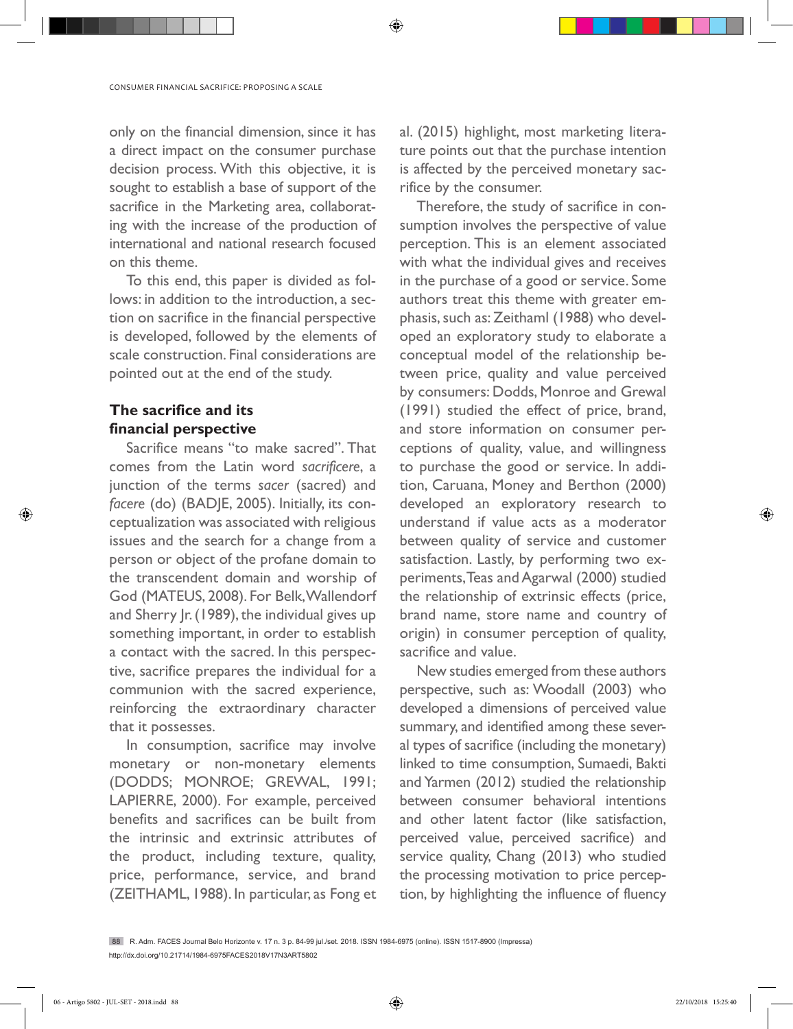only on the financial dimension, since it has a direct impact on the consumer purchase decision process. With this objective, it is sought to establish a base of support of the sacrifice in the Marketing area, collaborating with the increase of the production of international and national research focused on this theme.

To this end, this paper is divided as follows: in addition to the introduction, a section on sacrifice in the financial perspective is developed, followed by the elements of scale construction. Final considerations are pointed out at the end of the study.

## The sacrifice and its financial perspective

Sacrifice means "to make sacred". That comes from the Latin word *sacrificere*, a junction of the terms *sacer* (sacred) and *facere* (do) (BADJE, 2005). Initially, its conceptualization was associated with religious issues and the search for a change from a person or object of the profane domain to the transcendent domain and worship of God (MATEUS, 2008). For Belk, Wallendorf and Sherry Jr. (1989), the individual gives up something important, in order to establish a contact with the sacred. In this perspective, sacrifice prepares the individual for a communion with the sacred experience, reinforcing the extraordinary character that it possesses.

In consumption, sacrifice may involve monetary or non-monetary elements (DODDS; MONROE; GREWAL, 1991; LAPIERRE, 2000). For example, perceived benefits and sacrifices can be built from the intrinsic and extrinsic attributes of the product, including texture, quality, price, performance, service, and brand (ZEITHAML, 1988). In particular, as Fong et al. (2015) highlight, most marketing literature points out that the purchase intention is affected by the perceived monetary sacrifice by the consumer.

Therefore, the study of sacrifice in consumption involves the perspective of value perception. This is an element associated with what the individual gives and receives in the purchase of a good or service. Some authors treat this theme with greater emphasis, such as: Zeithaml (1988) who developed an exploratory study to elaborate a conceptual model of the relationship between price, quality and value perceived by consumers: Dodds, Monroe and Grewal (1991) studied the effect of price, brand, and store information on consumer perceptions of quality, value, and willingness to purchase the good or service. In addition, Caruana, Money and Berthon (2000) developed an exploratory research to understand if value acts as a moderator between quality of service and customer satisfaction. Lastly, by performing two experiments, Teas and Agarwal (2000) studied the relationship of extrinsic effects (price, brand name, store name and country of origin) in consumer perception of quality, sacrifice and value.

New studies emerged from these authors perspective, such as: Woodall (2003) who developed a dimensions of perceived value summary, and identified among these several types of sacrifice (including the monetary) linked to time consumption, Sumaedi, Bakti and Yarmen (2012) studied the relationship between consumer behavioral intentions and other latent factor (like satisfaction, perceived value, perceived sacrifice) and service quality, Chang (2013) who studied the processing motivation to price perception, by highlighting the influence of fluency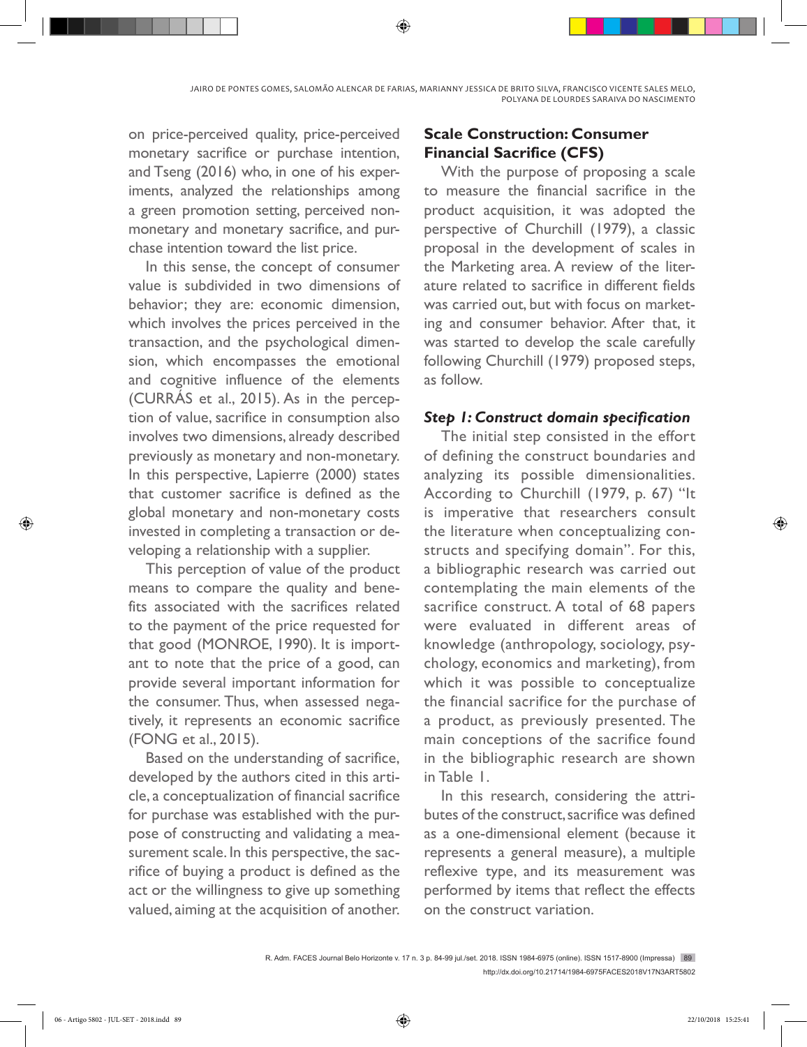on price-perceived quality, price-perceived monetary sacrifice or purchase intention, and Tseng (2016) who, in one of his experiments, analyzed the relationships among a green promotion setting, perceived nonmonetary and monetary sacrifice, and purchase intention toward the list price.

In this sense, the concept of consumer value is subdivided in two dimensions of behavior; they are: economic dimension, which involves the prices perceived in the transaction, and the psychological dimension, which encompasses the emotional and cognitive influence of the elements (CURRÁS et al., 2015). As in the perception of value, sacrifice in consumption also involves two dimensions, already described previously as monetary and non-monetary. In this perspective, Lapierre (2000) states that customer sacrifice is defined as the global monetary and non-monetary costs invested in completing a transaction or developing a relationship with a supplier.

This perception of value of the product means to compare the quality and benefits associated with the sacrifices related to the payment of the price requested for that good (MONROE, 1990). It is important to note that the price of a good, can provide several important information for the consumer. Thus, when assessed negatively, it represents an economic sacrifice (FONG et al., 2015).

Based on the understanding of sacrifice, developed by the authors cited in this article, a conceptualization of financial sacrifice for purchase was established with the purpose of constructing and validating a measurement scale. In this perspective, the sacrifice of buying a product is defined as the act or the willingness to give up something valued, aiming at the acquisition of another.

## Scale Construction: Consumer Financial Sacrifice (CFS)

With the purpose of proposing a scale to measure the financial sacrifice in the product acquisition, it was adopted the perspective of Churchill (1979), a classic proposal in the development of scales in the Marketing area. A review of the literature related to sacrifice in different fields was carried out, but with focus on marketing and consumer behavior. After that, it was started to develop the scale carefully following Churchill (1979) proposed steps, as follow.

### *Step 1: Construct domain specification*

The initial step consisted in the effort of defining the construct boundaries and analyzing its possible dimensionalities. According to Churchill (1979, p. 67) "It is imperative that researchers consult the literature when conceptualizing constructs and specifying domain". For this, a bibliographic research was carried out contemplating the main elements of the sacrifice construct. A total of 68 papers were evaluated in different areas of knowledge (anthropology, sociology, psychology, economics and marketing), from which it was possible to conceptualize the financial sacrifice for the purchase of a product, as previously presented. The main conceptions of the sacrifice found in the bibliographic research are shown in Table 1.

In this research, considering the attributes of the construct, sacrifice was defined as a one-dimensional element (because it represents a general measure), a multiple reflexive type, and its measurement was performed by items that reflect the effects on the construct variation.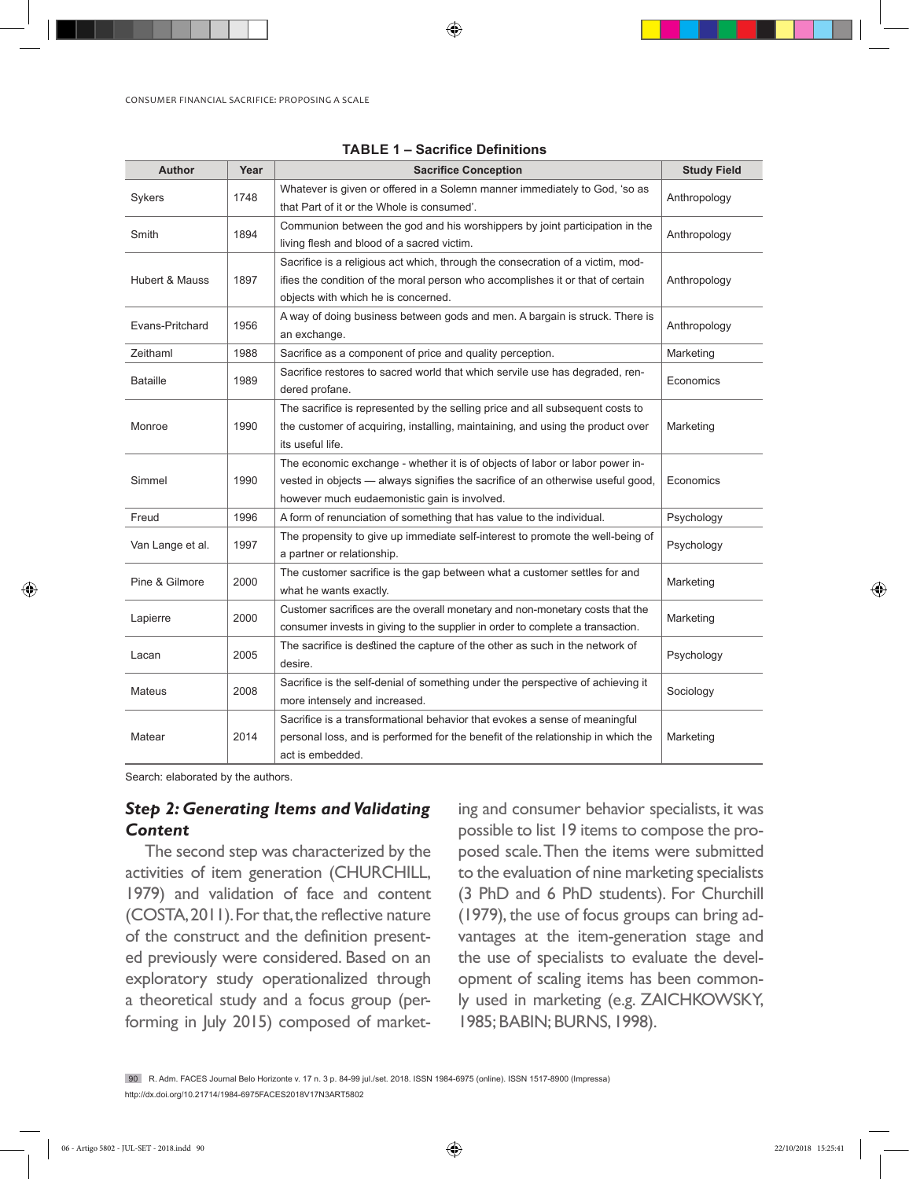**TABLE 1 – Sacrifice Definitions**

| Author | Year | Sacrifice Conception | Study Field |
|---|---|---|---|
| Sykers | 1748 | Whatever is given or offered in a Solemn manner immediately to God, 'so as that Part of it or the Whole is consumed'. | Anthropology |
| Smith | 1894 | Communion between the god and his worshippers by joint participation in the living flesh and blood of a sacred victim. | Anthropology |
| Hubert & Mauss | 1897 | Sacrifice is a religious act which, through the consecration of a victim, modifies the condition of the moral person who accomplishes it or that of certain objects with which he is concerned. | Anthropology |
| Evans-Pritchard | 1956 | A way of doing business between gods and men. A bargain is struck. There is an exchange. | Anthropology |
| Zeithaml | 1988 | Sacrifice as a component of price and quality perception. | Marketing |
| Bataille | 1989 | Sacrifice restores to sacred world that which servile use has degraded, rendered profane. | Economics |
| Monroe | 1990 | The sacrifice is represented by the selling price and all subsequent costs to the customer of acquiring, installing, maintaining, and using the product over its useful life. | Marketing |
| Simmel | 1990 | The economic exchange - whether it is of objects of labor or labor power invested in objects — always signifies the sacrifice of an otherwise useful good, however much eudaemonistic gain is involved. | Economics |
| Freud | 1996 | A form of renunciation of something that has value to the individual. | Psychology |
| Van Lange et al. | 1997 | The propensity to give up immediate self-interest to promote the well-being of a partner or relationship. | Psychology |
| Pine & Gilmore | 2000 | The customer sacrifice is the gap between what a customer settles for and what he wants exactly. | Marketing |
| Lapierre | 2000 | Customer sacrifices are the overall monetary and non-monetary costs that the consumer invests in giving to the supplier in order to complete a transaction. | Marketing |
| Lacan | 2005 | The sacrifice is destined the capture of the other as such in the network of desire. | Psychology |
| Mateus | 2008 | Sacrifice is the self-denial of something under the perspective of achieving it more intensely and increased. | Sociology |
| Matear | 2014 | Sacrifice is a transformational behavior that evokes a sense of meaningful personal loss, and is performed for the benefit of the relationship in which the act is embedded. | Marketing |

Search: elaborated by the authors.

### *Step 2: Generating Items and Validating Content*

The second step was characterized by the activities of item generation (CHURCHILL, 1979) and validation of face and content (COSTA, 2011). For that, the reflective nature of the construct and the definition presented previously were considered. Based on an exploratory study operationalized through a theoretical study and a focus group (performing in July 2015) composed of marketing and consumer behavior specialists, it was possible to list 19 items to compose the proposed scale. Then the items were submitted to the evaluation of nine marketing specialists (3 PhD and 6 PhD students). For Churchill (1979), the use of focus groups can bring advantages at the item-generation stage and the use of specialists to evaluate the development of scaling items has been commonly used in marketing (e.g. ZAICHKOWSKY, 1985; BABIN; BURNS, 1998).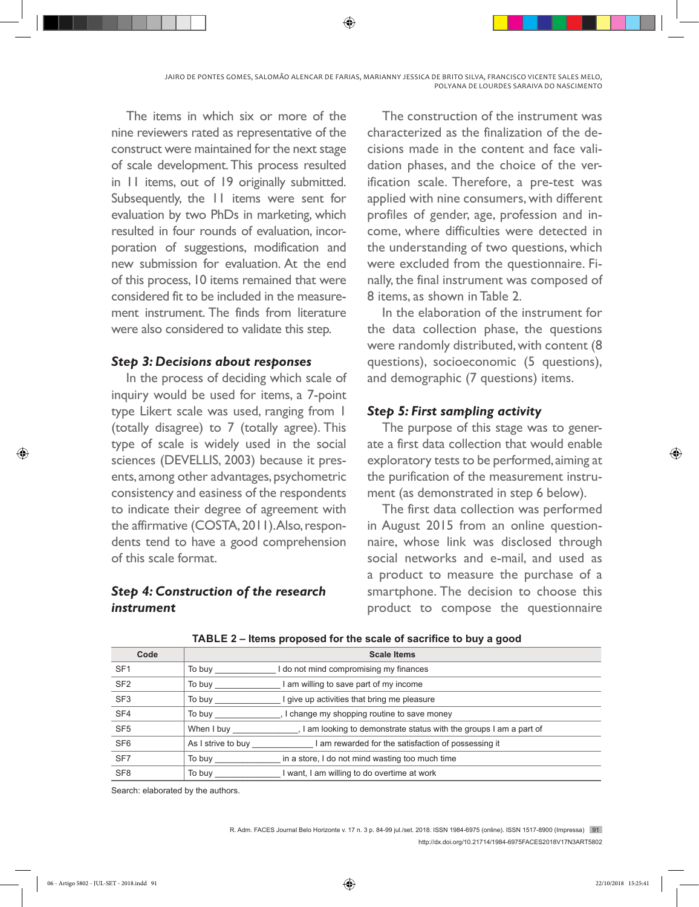The items in which six or more of the nine reviewers rated as representative of the construct were maintained for the next stage of scale development. This process resulted in 11 items, out of 19 originally submitted. Subsequently, the 11 items were sent for evaluation by two PhDs in marketing, which resulted in four rounds of evaluation, incorporation of suggestions, modification and new submission for evaluation. At the end of this process, 10 items remained that were considered fit to be included in the measurement instrument. The finds from literature were also considered to validate this step.

### *Step 3: Decisions about responses*

In the process of deciding which scale of inquiry would be used for items, a 7-point type Likert scale was used, ranging from 1 (totally disagree) to 7 (totally agree). This type of scale is widely used in the social sciences (DEVELLIS, 2003) because it presents, among other advantages, psychometric consistency and easiness of the respondents to indicate their degree of agreement with the affirmative (COSTA, 2011). Also, respondents tend to have a good comprehension of this scale format.

### *Step 4: Construction of the research instrument*

The construction of the instrument was characterized as the finalization of the decisions made in the content and face validation phases, and the choice of the verification scale. Therefore, a pre-test was applied with nine consumers, with different profiles of gender, age, profession and income, where difficulties were detected in the understanding of two questions, which were excluded from the questionnaire. Finally, the final instrument was composed of 8 items, as shown in Table 2.

In the elaboration of the instrument for the data collection phase, the questions were randomly distributed, with content (8 questions), socioeconomic (5 questions), and demographic (7 questions) items.

### *Step 5: First sampling activity*

The purpose of this stage was to generate a first data collection that would enable exploratory tests to be performed, aiming at the purification of the measurement instrument (as demonstrated in step 6 below).

The first data collection was performed in August 2015 from an online questionnaire, whose link was disclosed through social networks and e-mail, and used as a product to measure the purchase of a smartphone. The decision to choose this product to compose the questionnaire

**TABLE 2 – Items proposed for the scale of sacrifice to buy a good**

| Code | Scale Items |
|---|---|
| SF1 | To buy _____________ I do not mind compromising my finances |
| SF2 | To buy ______________ I am willing to save part of my income |
| SF3 | To buy ______________ I give up activities that bring me pleasure |
| SF4 | To buy ______________, I change my shopping routine to save money |
| SF5 | When I buy ______________, I am looking to demonstrate status with the groups I am a part of |
| SF6 | As I strive to buy _____________ I am rewarded for the satisfaction of possessing it |
| SF7 | To buy ______________ in a store, I do not mind wasting too much time |
| SF8 | To buy ______________ I want, I am willing to do overtime at work |

Search: elaborated by the authors.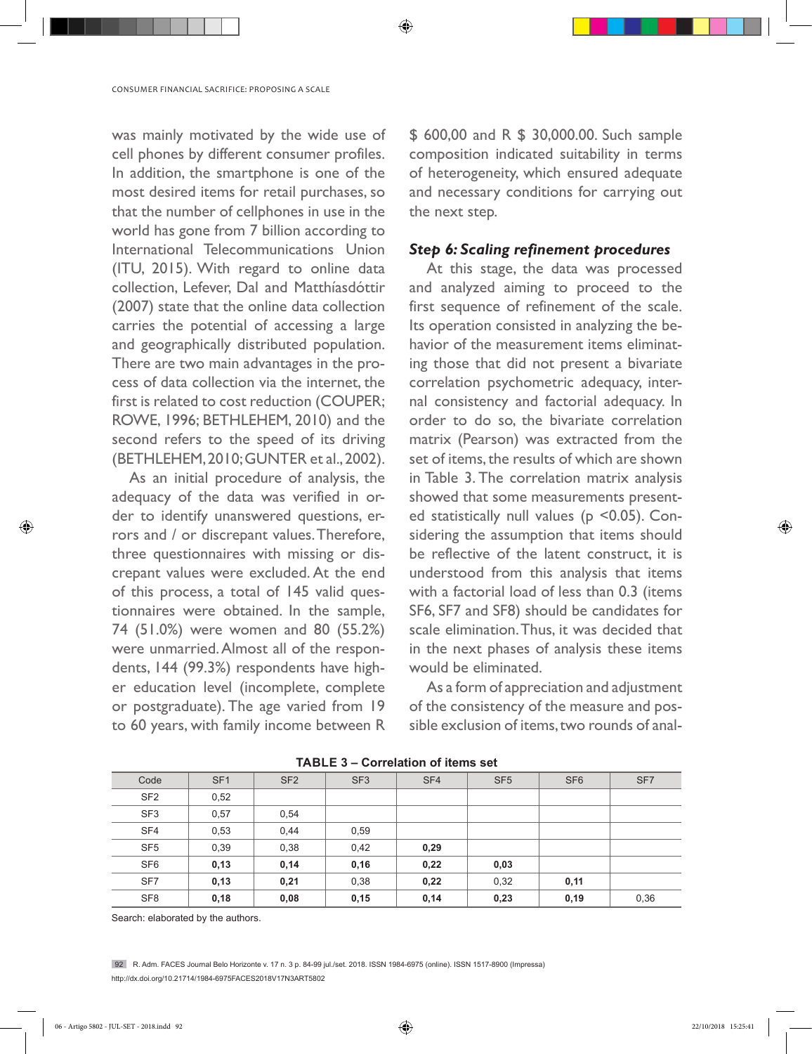was mainly motivated by the wide use of cell phones by different consumer profiles. In addition, the smartphone is one of the most desired items for retail purchases, so that the number of cellphones in use in the world has gone from 7 billion according to International Telecommunications Union (ITU, 2015). With regard to online data collection, Lefever, Dal and Matthíasdóttir (2007) state that the online data collection carries the potential of accessing a large and geographically distributed population. There are two main advantages in the process of data collection via the internet, the first is related to cost reduction (COUPER; ROWE, 1996; BETHLEHEM, 2010) and the second refers to the speed of its driving (BETHLEHEM, 2010; GUNTER et al., 2002).

As an initial procedure of analysis, the adequacy of the data was verified in order to identify unanswered questions, errors and / or discrepant values. Therefore, three questionnaires with missing or discrepant values were excluded. At the end of this process, a total of 145 valid questionnaires were obtained. In the sample, 74 (51.0%) were women and 80 (55.2%) were unmarried. Almost all of the respondents, 144 (99.3%) respondents have higher education level (incomplete, complete or postgraduate). The age varied from 19 to 60 years, with family income between R $ 600,00 and R $ 30,000.00. Such sample composition indicated suitability in terms of heterogeneity, which ensured adequate and necessary conditions for carrying out the next step.

### *Step 6: Scaling refinement procedures*

At this stage, the data was processed and analyzed aiming to proceed to the first sequence of refinement of the scale. Its operation consisted in analyzing the behavior of the measurement items eliminating those that did not present a bivariate correlation psychometric adequacy, internal consistency and factorial adequacy. In order to do so, the bivariate correlation matrix (Pearson) was extracted from the set of items, the results of which are shown in Table 3. The correlation matrix analysis showed that some measurements presented statistically null values ($p < 0.05$). Considering the assumption that items should be reflective of the latent construct, it is understood from this analysis that items with a factorial load of less than 0.3 (items SF6, SF7 and SF8) should be candidates for scale elimination. Thus, it was decided that in the next phases of analysis these items would be eliminated.

As a form of appreciation and adjustment of the consistency of the measure and possible exclusion of items, two rounds of anal-

**TABLE 3 – Correlation of items set**

| Code | SF1 | SF2 | SF3 | SF4 | SF5 | SF6 | SF7 |
|---|---|---|---|---|---|---|---|
| SF2 | 0,52 | | | | | | |
| SF3 | 0,57 | 0,54 | | | | | |
| SF4 | 0,53 | 0,44 | 0,59 | | | | |
| SF5 | 0,39 | 0,38 | 0,42 | **0,29** | | | |
| SF6 | **0,13** | **0,14** | **0,16** | **0,22** | **0,03** | | |
| SF7 | **0,13** | **0,21** | 0,38 | **0,22** | 0,32 | **0,11** | |
| SF8 | **0,18** | **0,08** | **0,15** | **0,14** | **0,23** | **0,19** | 0,36 |

Search: elaborated by the authors.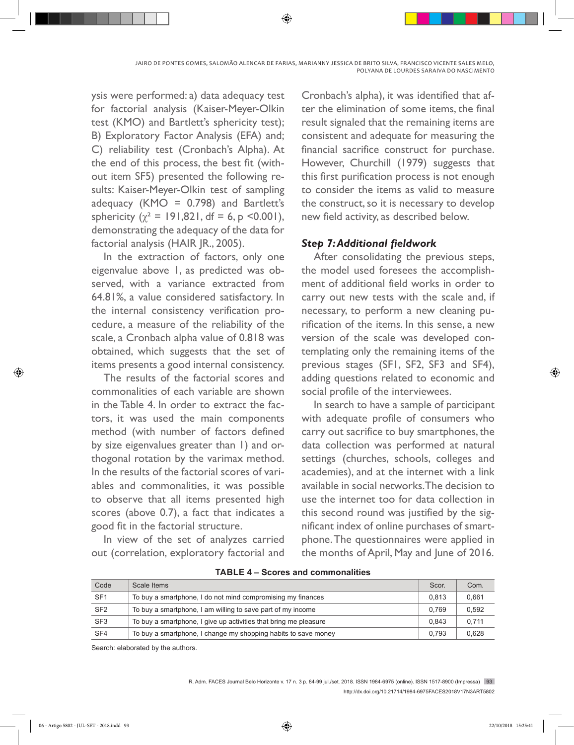ysis were performed: a) data adequacy test for factorial analysis (Kaiser-Meyer-Olkin test (KMO) and Bartlett's sphericity test); B) Exploratory Factor Analysis (EFA) and; C) reliability test (Cronbach's Alpha). At the end of this process, the best fit (without item SF5) presented the following results: Kaiser-Meyer-Olkin test of sampling adequacy (KMO = 0.798) and Bartlett's sphericity ($\chi^2$ = 191,821, df = 6, p <0.001), demonstrating the adequacy of the data for factorial analysis (HAIR JR., 2005).

In the extraction of factors, only one eigenvalue above 1, as predicted was observed, with a variance extracted from 64.81%, a value considered satisfactory. In the internal consistency verification procedure, a measure of the reliability of the scale, a Cronbach alpha value of 0.818 was obtained, which suggests that the set of items presents a good internal consistency.

The results of the factorial scores and commonalities of each variable are shown in the Table 4. In order to extract the factors, it was used the main components method (with number of factors defined by size eigenvalues greater than 1) and orthogonal rotation by the varimax method. In the results of the factorial scores of variables and commonalities, it was possible to observe that all items presented high scores (above 0.7), a fact that indicates a good fit in the factorial structure.

In view of the set of analyzes carried out (correlation, exploratory factorial and Cronbach's alpha), it was identified that after the elimination of some items, the final result signaled that the remaining items are consistent and adequate for measuring the financial sacrifice construct for purchase. However, Churchill (1979) suggests that this first purification process is not enough to consider the items as valid to measure the construct, so it is necessary to develop new field activity, as described below.

### *Step 7: Additional fieldwork*

After consolidating the previous steps, the model used foresees the accomplishment of additional field works in order to carry out new tests with the scale and, if necessary, to perform a new cleaning purification of the items. In this sense, a new version of the scale was developed contemplating only the remaining items of the previous stages (SF1, SF2, SF3 and SF4), adding questions related to economic and social profile of the interviewees.

In search to have a sample of participant with adequate profile of consumers who carry out sacrifice to buy smartphones, the data collection was performed at natural settings (churches, schools, colleges and academies), and at the internet with a link available in social networks. The decision to use the internet too for data collection in this second round was justified by the significant index of online purchases of smartphone. The questionnaires were applied in the months of April, May and June of 2016.

**TABLE 4 – Scores and commonalities**

| Code | Scale Items | Scor. | Com. |
|---|---|---|---|
| SF1 | To buy a smartphone, I do not mind compromising my finances | 0,813 | 0,661 |
| SF2 | To buy a smartphone, I am willing to save part of my income | 0,769 | 0,592 |
| SF3 | To buy a smartphone, I give up activities that bring me pleasure | 0,843 | 0,711 |
| SF4 | To buy a smartphone, I change my shopping habits to save money | 0,793 | 0,628 |

Search: elaborated by the authors.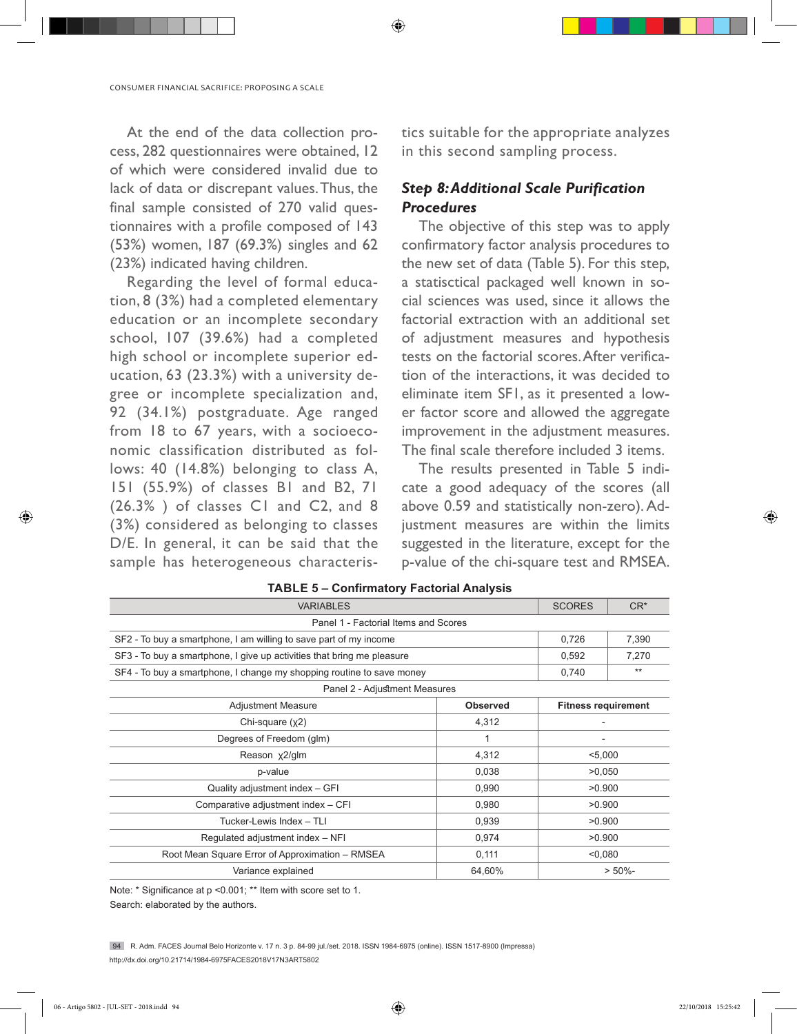At the end of the data collection process, 282 questionnaires were obtained, 12 of which were considered invalid due to lack of data or discrepant values. Thus, the final sample consisted of 270 valid questionnaires with a profile composed of 143 (53%) women, 187 (69.3%) singles and 62 (23%) indicated having children.

Regarding the level of formal education, 8 (3%) had a completed elementary education or an incomplete secondary school, 107 (39.6%) had a completed high school or incomplete superior education, 63 (23.3%) with a university degree or incomplete specialization and, 92 (34.1%) postgraduate. Age ranged from 18 to 67 years, with a socioeconomic classification distributed as follows: 40 (14.8%) belonging to class A, 151 (55.9%) of classes B1 and B2, 71 (26.3% ) of classes C1 and C2, and 8 (3%) considered as belonging to classes D/E. In general, it can be said that the sample has heterogeneous characteristics suitable for the appropriate analyzes in this second sampling process.

### *Step 8: Additional Scale Purification Procedures*

The objective of this step was to apply confirmatory factor analysis procedures to the new set of data (Table 5). For this step, a statisctical packaged well known in social sciences was used, since it allows the factorial extraction with an additional set of adjustment measures and hypothesis tests on the factorial scores. After verification of the interactions, it was decided to eliminate item SF1, as it presented a lower factor score and allowed the aggregate improvement in the adjustment measures. The final scale therefore included 3 items.

The results presented in Table 5 indicate a good adequacy of the scores (all above 0.59 and statistically non-zero). Adjustment measures are within the limits suggested in the literature, except for the p-value of the chi-square test and RMSEA.

**TABLE 5 – Confirmatory Factorial Analysis**

| VARIABLES | SCORES | CR* |
|---|---|---|
| Panel 1 - Factorial Items and Scores | | |
| SF2 - To buy a smartphone, I am willing to save part of my income | 0,726 | 7,390 |
| SF3 - To buy a smartphone, I give up activities that bring me pleasure | 0,592 | 7,270 |
| SF4 - To buy a smartphone, I change my shopping routine to save money | 0,740 | ** |

| Panel 2 - Adjustment Measures | | |
|---|---|---|
| **Adjustment Measure** | **Observed** | **Fitness requirement** |
| Chi-square ($\chi 2$) | 4,312 | - |
| Degrees of Freedom (glm) | 1 | - |
| Reason $\chi 2$/glm | 4,312 | <5,000 |
| p-value | 0,038 | >0,050 |
| Quality adjustment index – GFI | 0,990 | >0.900 |
| Comparative adjustment index – CFI | 0,980 | >0.900 |
| Tucker-Lewis Index – TLI | 0,939 | >0.900 |
| Regulated adjustment index – NFI | 0,974 | >0.900 |
| Root Mean Square Error of Approximation – RMSEA | 0,111 | <0,080 |
| Variance explained | 64,60% | > 50%- |

Note: * Significance at p <0.001; ** Item with score set to 1.
Search: elaborated by the authors.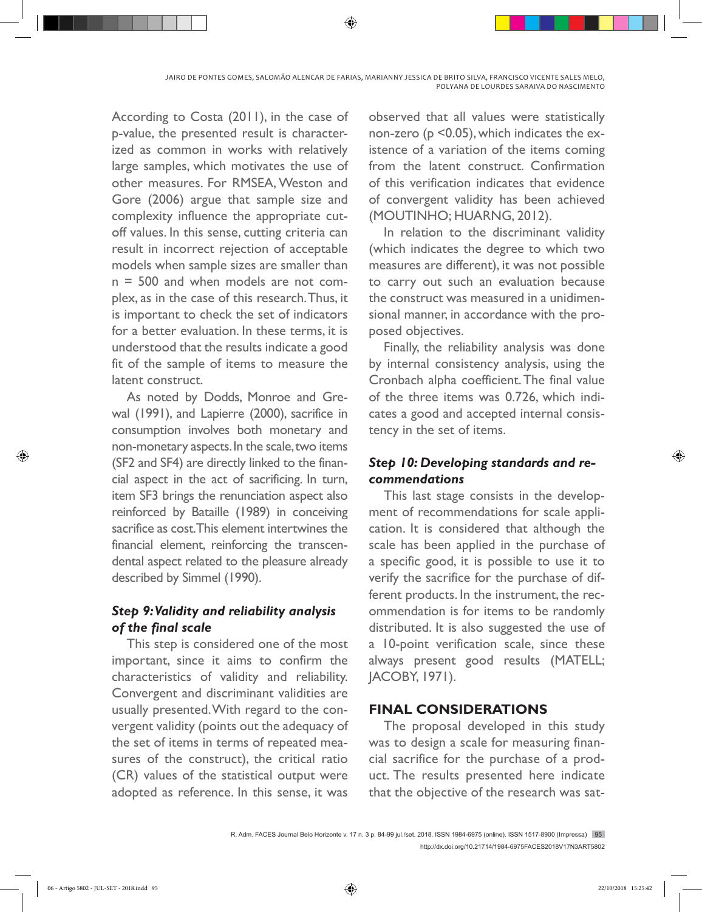According to Costa (2011), in the case of p-value, the presented result is characterized as common in works with relatively large samples, which motivates the use of other measures. For RMSEA, Weston and Gore (2006) argue that sample size and complexity influence the appropriate cutoff values. In this sense, cutting criteria can result in incorrect rejection of acceptable models when sample sizes are smaller than n = 500 and when models are not complex, as in the case of this research. Thus, it is important to check the set of indicators for a better evaluation. In these terms, it is understood that the results indicate a good fit of the sample of items to measure the latent construct.

As noted by Dodds, Monroe and Grewal (1991), and Lapierre (2000), sacrifice in consumption involves both monetary and non-monetary aspects. In the scale, two items (SF2 and SF4) are directly linked to the financial aspect in the act of sacrificing. In turn, item SF3 brings the renunciation aspect also reinforced by Bataille (1989) in conceiving sacrifice as cost. This element intertwines the financial element, reinforcing the transcendental aspect related to the pleasure already described by Simmel (1990).

### *Step 9: Validity and reliability analysis of the final scale*

This step is considered one of the most important, since it aims to confirm the characteristics of validity and reliability. Convergent and discriminant validities are usually presented. With regard to the convergent validity (points out the adequacy of the set of items in terms of repeated measures of the construct), the critical ratio (CR) values of the statistical output were adopted as reference. In this sense, it was observed that all values were statistically non-zero ($p < 0.05$), which indicates the existence of a variation of the items coming from the latent construct. Confirmation of this verification indicates that evidence of convergent validity has been achieved (MOUTINHO; HUARNG, 2012).

In relation to the discriminant validity (which indicates the degree to which two measures are different), it was not possible to carry out such an evaluation because the construct was measured in a unidimensional manner, in accordance with the proposed objectives.

Finally, the reliability analysis was done by internal consistency analysis, using the Cronbach alpha coefficient. The final value of the three items was 0.726, which indicates a good and accepted internal consistency in the set of items.

### *Step 10: Developing standards and recommendations*

This last stage consists in the development of recommendations for scale application. It is considered that although the scale has been applied in the purchase of a specific good, it is possible to use it to verify the sacrifice for the purchase of different products. In the instrument, the recommendation is for items to be randomly distributed. It is also suggested the use of a 10-point verification scale, since these always present good results (MATELL; JACOBY, 1971).

## FINAL CONSIDERATIONS

The proposal developed in this study was to design a scale for measuring financial sacrifice for the purchase of a product. The results presented here indicate that the objective of the research was sat-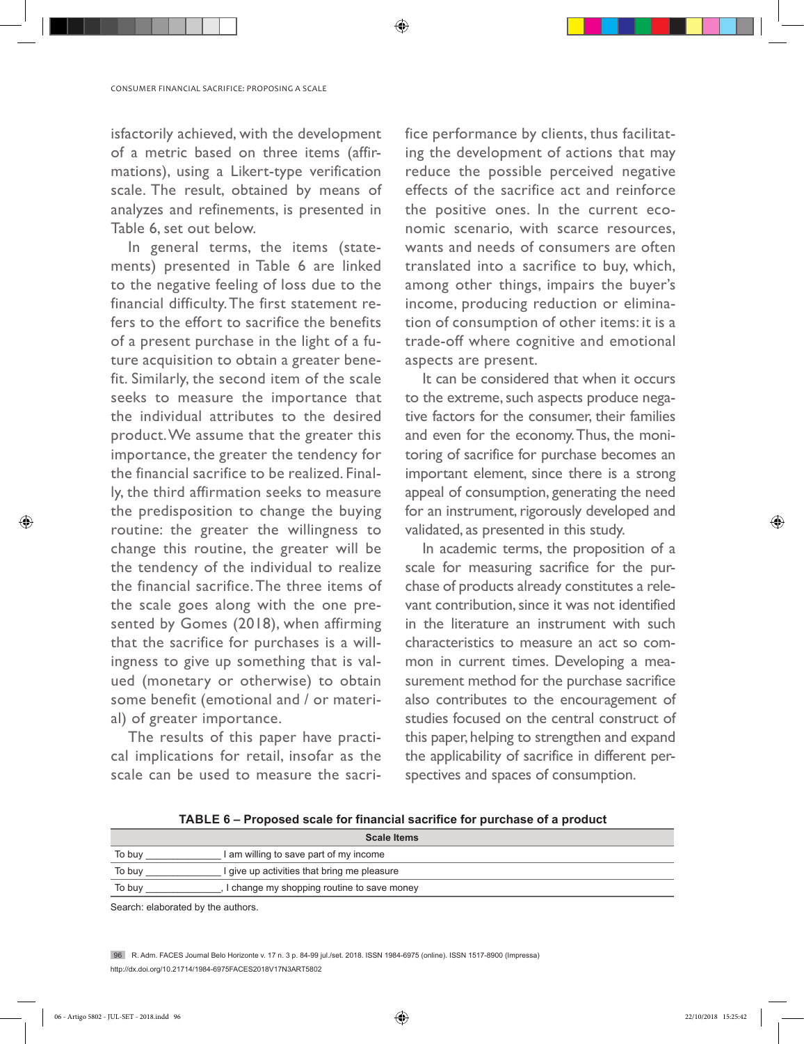isfactorily achieved, with the development of a metric based on three items (affirmations), using a Likert-type verification scale. The result, obtained by means of analyzes and refinements, is presented in Table 6, set out below.

In general terms, the items (statements) presented in Table 6 are linked to the negative feeling of loss due to the financial difficulty. The first statement refers to the effort to sacrifice the benefits of a present purchase in the light of a future acquisition to obtain a greater benefit. Similarly, the second item of the scale seeks to measure the importance that the individual attributes to the desired product. We assume that the greater this importance, the greater the tendency for the financial sacrifice to be realized. Finally, the third affirmation seeks to measure the predisposition to change the buying routine: the greater the willingness to change this routine, the greater will be the tendency of the individual to realize the financial sacrifice. The three items of the scale goes along with the one presented by Gomes (2018), when affirming that the sacrifice for purchases is a willingness to give up something that is valued (monetary or otherwise) to obtain some benefit (emotional and / or material) of greater importance.

The results of this paper have practical implications for retail, insofar as the scale can be used to measure the sacrifice performance by clients, thus facilitating the development of actions that may reduce the possible perceived negative effects of the sacrifice act and reinforce the positive ones. In the current economic scenario, with scarce resources, wants and needs of consumers are often translated into a sacrifice to buy, which, among other things, impairs the buyer's income, producing reduction or elimination of consumption of other items: it is a trade-off where cognitive and emotional aspects are present.

It can be considered that when it occurs to the extreme, such aspects produce negative factors for the consumer, their families and even for the economy. Thus, the monitoring of sacrifice for purchase becomes an important element, since there is a strong appeal of consumption, generating the need for an instrument, rigorously developed and validated, as presented in this study.

In academic terms, the proposition of a scale for measuring sacrifice for the purchase of products already constitutes a relevant contribution, since it was not identified in the literature an instrument with such characteristics to measure an act so common in current times. Developing a measurement method for the purchase sacrifice also contributes to the encouragement of studies focused on the central construct of this paper, helping to strengthen and expand the applicability of sacrifice in different perspectives and spaces of consumption.

**TABLE 6 – Proposed scale for financial sacrifice for purchase of a product**

| Scale Items |
|---|
| To buy _____________ I am willing to save part of my income |
| To buy _____________ I give up activities that bring me pleasure |
| To buy _____________, I change my shopping routine to save money |

Search: elaborated by the authors.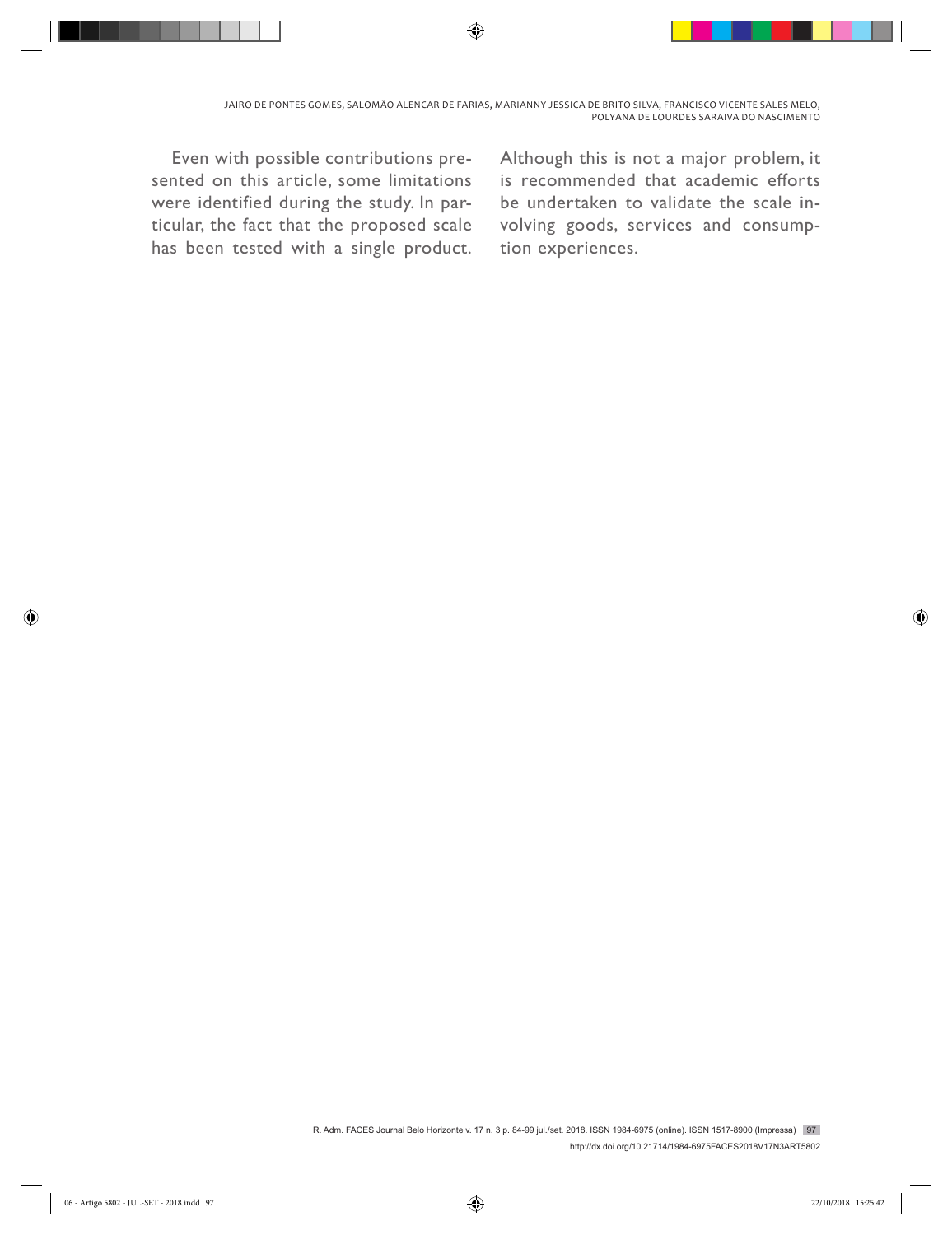Even with possible contributions presented on this article, some limitations were identified during the study. In particular, the fact that the proposed scale has been tested with a single product. Although this is not a major problem, it is recommended that academic efforts be undertaken to validate the scale involving goods, services and consumption experiences.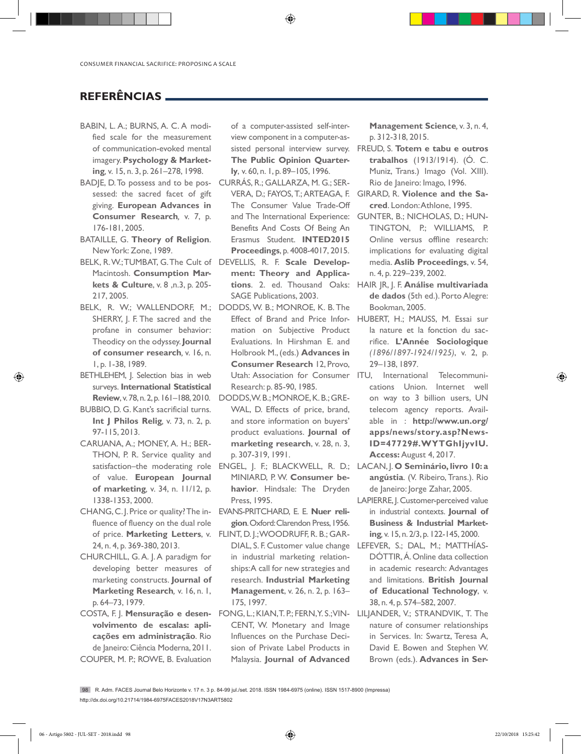## REFERÊNCIAS

BABIN, L. A.; BURNS, A. C. A modified scale for the measurement of communication-evoked mental imagery. **Psychology & Marketing**, v. 15, n. 3, p. 261–278, 1998.

BADJE, D. To possess and to be possessed: the sacred facet of gift giving. **European Advances in Consumer Research**, v. 7, p. 176-181, 2005.

BATAILLE, G. **Theory of Religion**. New York: Zone, 1989.

BELK, R. W.; TUMBAT, G. The Cult of Macintosh. **Consumption Markets & Culture**, v. 8 ,n.3, p. 205-217, 2005.

BELK, R. W.; WALLENDORF, M.; SHERRY, J. F. The sacred and the profane in consumer behavior: Theodicy on the odyssey. **Journal of consumer research**, v. 16, n. 1, p. 1-38, 1989.

BETHLEHEM, J. Selection bias in web surveys. **International Statistical Review**, v. 78, n. 2, p. 161–188, 2010.

BUBBIO, D. G. Kant's sacrificial turns. **Int J Philos Relig**, v. 73, n. 2, p. 97-115, 2013.

CARUANA, A.; MONEY, A. H.; BERTHON, P. R. Service quality and satisfaction–the moderating role of value. **European Journal of marketing**, v. 34, n. 11/12, p. 1338-1353, 2000.

CHANG, C. J. Price or quality? The influence of fluency on the dual role of price. **Marketing Letters**, v. 24, n. 4, p. 369-380, 2013.

CHURCHILL, G. A. J. A paradigm for developing better measures of marketing constructs. **Journal of Marketing Research**, v. 16, n. 1, p. 64–73, 1979.

COSTA, F. J. **Mensuração e desenvolvimento de escalas: aplicações em administração**. Rio de Janeiro: Ciência Moderna, 2011.

COUPER, M. P.; ROWE, B. Evaluation of a computer-assisted self-interview component in a computer-assisted personal interview survey. **The Public Opinion Quarterly**, v. 60, n. 1, p. 89–105, 1996.

CURRÁS, R.; GALLARZA, M. G.; SERVERA, D.; FAYOS, T.; ARTEAGA, F. The Consumer Value Trade-Off and The International Experience: Benefits And Costs Of Being An Erasmus Student. **INTED2015 Proceedings**, p. 4008-4017, 2015.

DEVELLIS, R. F. **Scale Development: Theory and Applications**. 2. ed. Thousand Oaks: SAGE Publications, 2003.

DODDS, W. B.; MONROE, K. B. The Effect of Brand and Price Information on Subjective Product Evaluations. In Hirshman E. and Holbrook M., (eds.) **Advances in Consumer Research** 12, Provo, Utah: Association for Consumer Research: p. 85-90, 1985.

DODDS, W. B.; MONROE, K. B.; GREWAL, D. Effects of price, brand, and store information on buyers' product evaluations. **Journal of marketing research**, v. 28, n. 3, p. 307-319, 1991.

ENGEL, J. F.; BLACKWELL, R. D.; MINIARD, P. W. **Consumer behavior**. Hindsale: The Dryden Press, 1995.

EVANS-PRITCHARD, E. E. **Nuer religion**. Oxford: Clarendon Press, 1956.

FLINT, D. J.; WOODRUFF, R. B.; GARDIAL, S. F. Customer value change in industrial marketing relationships: A call for new strategies and research. **Industrial Marketing Management**, v. 26, n. 2, p. 163–175, 1997.

FONG, L.; KIAN, T. P.; FERN, Y. S.; VINCENT, W. Monetary and Image Influences on the Purchase Decision of Private Label Products in Malaysia. **Journal of Advanced Management Science**, v. 3, n. 4, p. 312-318, 2015.

FREUD, S. **Totem e tabu e outros trabalhos** (1913/1914). (Ó. C. Muniz, Trans.) Imago (Vol. XIII). Rio de Janeiro: Imago, 1996.

GIRARD, R. **Violence and the Sacred**. London: Athlone, 1995.

GUNTER, B.; NICHOLAS, D.; HUNTINGTON, P.; WILLIAMS, P. Online versus offline research: implications for evaluating digital media. **Aslib Proceedings**, v. 54, n. 4, p. 229–239, 2002.

HAIR JR, J. F. **Análise multivariada de dados** (5th ed.). Porto Alegre: Bookman, 2005.

HUBERT, H.; MAUSS, M. Essai sur la nature et la fonction du sacrifice. **L'Année Sociologique** *(1896/1897-1924/1925)*, v. 2, p. 29–138, 1897.

ITU, International Telecommunications Union. Internet well on way to 3 billion users, UN telecom agency reports. Available in : **http://www.un.org/apps/news/story.asp?NewsID=47729#.WYTGhIjyvIU. Access:** August 4, 2017.

LACAN, J. **O Seminário, livro 10: a angústia**. (V. Ribeiro, Trans.). Rio de Janeiro: Jorge Zahar, 2005.

LAPIERRE, J. Customer-perceived value in industrial contexts. **Journal of Business & Industrial Marketing**, v. 15, n. 2/3, p. 122-145, 2000.

LEFEVER, S.; DAL, M.; MATTHÍASDÓTTIR, Á. Online data collection in academic research: Advantages and limitations. **British Journal of Educational Technology**, v. 38, n. 4, p. 574–582, 2007.

LILJANDER, V.; STRANDVIK, T. The nature of consumer relationships in Services. In: Swartz, Teresa A, David E. Bowen and Stephen W. Brown (eds.). **Advances in Ser-**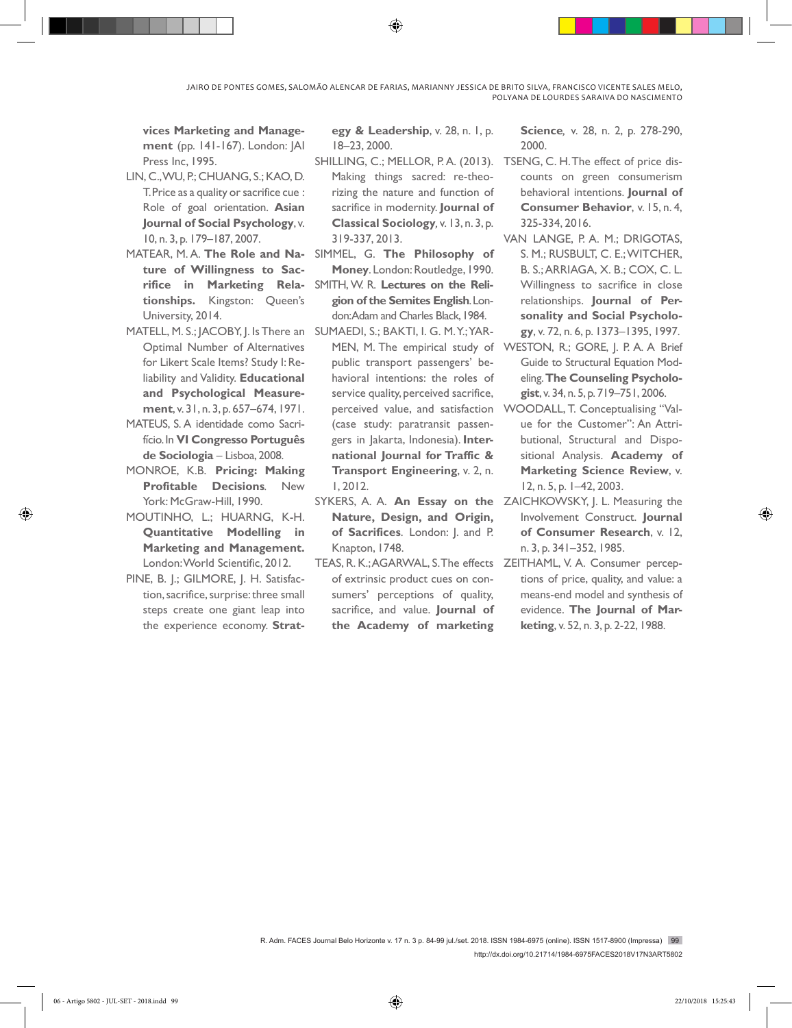**vices Marketing and Management** (pp. 141-167). London: JAI Press Inc, 1995.

LIN, C.; WU, P.; CHUANG, S.; KAO, D. T. Price as a quality or sacrifice cue : Role of goal orientation. **Asian Journal of Social Psychology**, v. 10, n. 3, p. 179–187, 2007.

MATEAR, M. A. **The Role and Nature of Willingness to Sacrifice in Marketing Relationships.** Kingston: Queen's University, 2014.

MATELL, M. S.; JACOBY, J. Is There an Optimal Number of Alternatives for Likert Scale Items? Study I: Reliability and Validity. **Educational and Psychological Measurement**, v. 31, n. 3, p. 657–674, 1971.

MATEUS, S. A identidade como Sacrifício. In **VI Congresso Português de Sociologia** – Lisboa, 2008.

MONROE, K.B. **Pricing: Making Profitable Decisions**. New York: McGraw-Hill, 1990.

MOUTINHO, L.; HUARNG, K-H. **Quantitative Modelling in Marketing and Management.** London: World Scientific, 2012.

PINE, B. J.; GILMORE, J. H. Satisfaction, sacrifice, surprise: three small steps create one giant leap into the experience economy. **Strategy & Leadership**, v. 28, n. 1, p. 18–23, 2000.

SHILLING, C.; MELLOR, P. A. (2013). Making things sacred: re-theorizing the nature and function of sacrifice in modernity. **Journal of Classical Sociology**, v. 13, n. 3, p. 319-337, 2013.

SIMMEL, G. **The Philosophy of Money**. London: Routledge, 1990.

SMITH, W. R. **Lectures on the Religion of the Semites English**. London: Adam and Charles Black, 1984.

SUMAEDI, S.; BAKTI, I. G. M. Y.; YARMEN, M. The empirical study of public transport passengers' behavioral intentions: the roles of service quality, perceived sacrifice, perceived value, and satisfaction (case study: paratransit passengers in Jakarta, Indonesia). **International Journal for Traffic & Transport Engineering**, v. 2, n. 1, 2012.

SYKERS, A. A. **An Essay on the Nature, Design, and Origin, of Sacrifices**. London: J. and P. Knapton, 1748.

TEAS, R. K.; AGARWAL, S. The effects of extrinsic product cues on consumers' perceptions of quality, sacrifice, and value. **Journal of the Academy of marketing Science**, v. 28, n. 2, p. 278-290, 2000.

TSENG, C. H. The effect of price discounts on green consumerism behavioral intentions. **Journal of Consumer Behavior**, v. 15, n. 4, 325-334, 2016.

VAN LANGE, P. A. M.; DRIGOTAS, S. M.; RUSBULT, C. E.; WITCHER, B. S.; ARRIAGA, X. B.; COX, C. L. Willingness to sacrifice in close relationships. **Journal of Personality and Social Psychology**, v. 72, n. 6, p. 1373–1395, 1997.

WESTON, R.; GORE, J. P. A. A Brief Guide to Structural Equation Modeling. **The Counseling Psychologist**, v. 34, n. 5, p. 719–751, 2006.

WOODALL, T. Conceptualising "Value for the Customer": An Attributional, Structural and Dispositional Analysis. **Academy of Marketing Science Review**, v. 12, n. 5, p. 1–42, 2003.

ZAICHKOWSKY, J. L. Measuring the Involvement Construct. **Journal of Consumer Research**, v. 12, n. 3, p. 341–352, 1985.

ZEITHAML, V. A. Consumer perceptions of price, quality, and value: a means-end model and synthesis of evidence. **The Journal of Marketing**, v. 52, n. 3, p. 2-22, 1988.